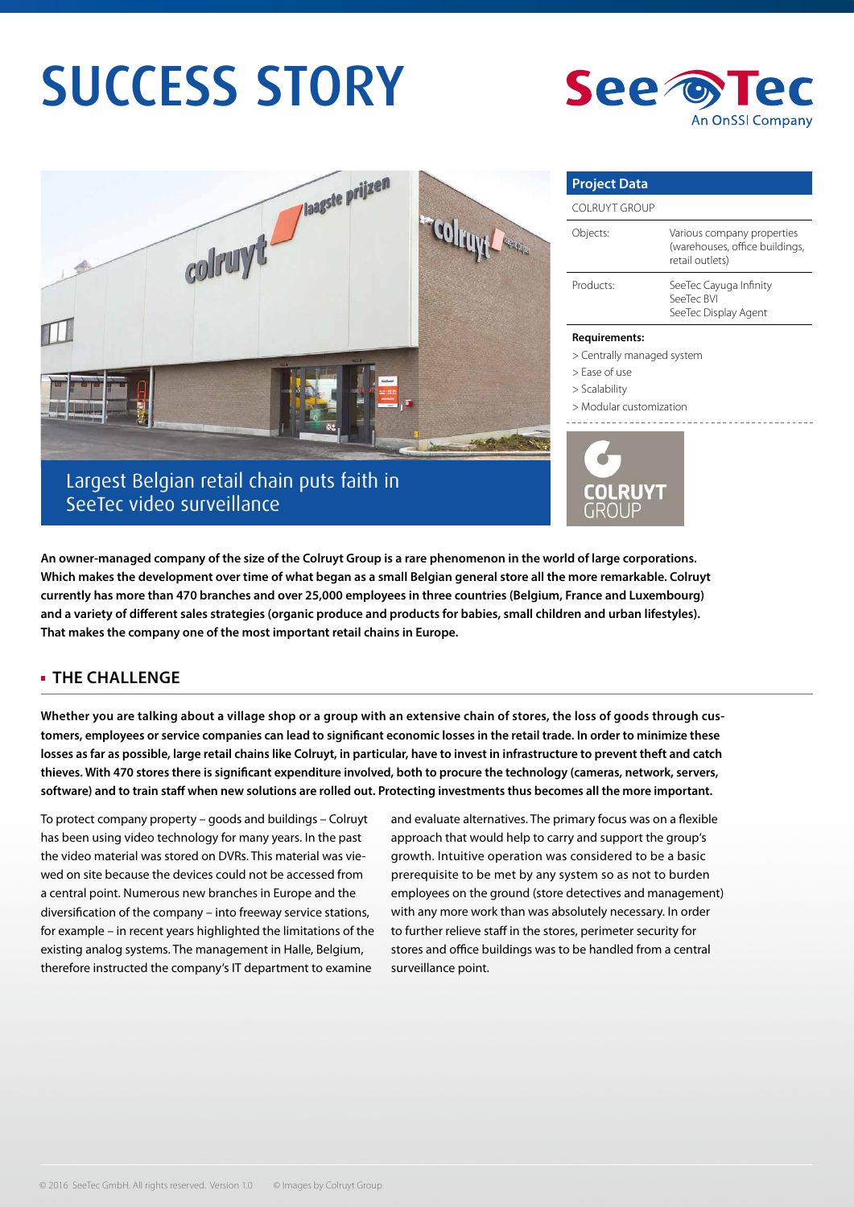# SUCCESS STORY

SeeTec An OnSSI Company

## Largest Belgian retail chain puts faith in SeeTec video surveillance

| Project Data | |
|---|---|
| COLRUYT GROUP | |
| Objects: | Various company properties (warehouses, office buildings, retail outlets) |
| Products: | SeeTec Cayuga Infinity<br>SeeTec BVI<br>SeeTec Display Agent |

**Requirements:**

> Centrally managed system
> Ease of use
> Scalability
> Modular customization

COLRUYT GROUP

**An owner-managed company of the size of the Colruyt Group is a rare phenomenon in the world of large corporations. Which makes the development over time of what began as a small Belgian general store all the more remarkable. Colruyt currently has more than 470 branches and over 25,000 employees in three countries (Belgium, France and Luxembourg) and a variety of different sales strategies (organic produce and products for babies, small children and urban lifestyles). That makes the company one of the most important retail chains in Europe.**

## THE CHALLENGE

**Whether you are talking about a village shop or a group with an extensive chain of stores, the loss of goods through customers, employees or service companies can lead to significant economic losses in the retail trade. In order to minimize these losses as far as possible, large retail chains like Colruyt, in particular, have to invest in infrastructure to prevent theft and catch thieves. With 470 stores there is significant expenditure involved, both to procure the technology (cameras, network, servers, software) and to train staff when new solutions are rolled out. Protecting investments thus becomes all the more important.**

To protect company property – goods and buildings – Colruyt has been using video technology for many years. In the past the video material was stored on DVRs. This material was viewed on site because the devices could not be accessed from a central point. Numerous new branches in Europe and the diversification of the company – into freeway service stations, for example – in recent years highlighted the limitations of the existing analog systems. The management in Halle, Belgium, therefore instructed the company's IT department to examine and evaluate alternatives. The primary focus was on a flexible approach that would help to carry and support the group's growth. Intuitive operation was considered to be a basic prerequisite to be met by any system so as not to burden employees on the ground (store detectives and management) with any more work than was absolutely necessary. In order to further relieve staff in the stores, perimeter security for stores and office buildings was to be handled from a central surveillance point.

© 2016 SeeTec GmbH. All rights reserved. Version 1.0 © Images by Colruyt Group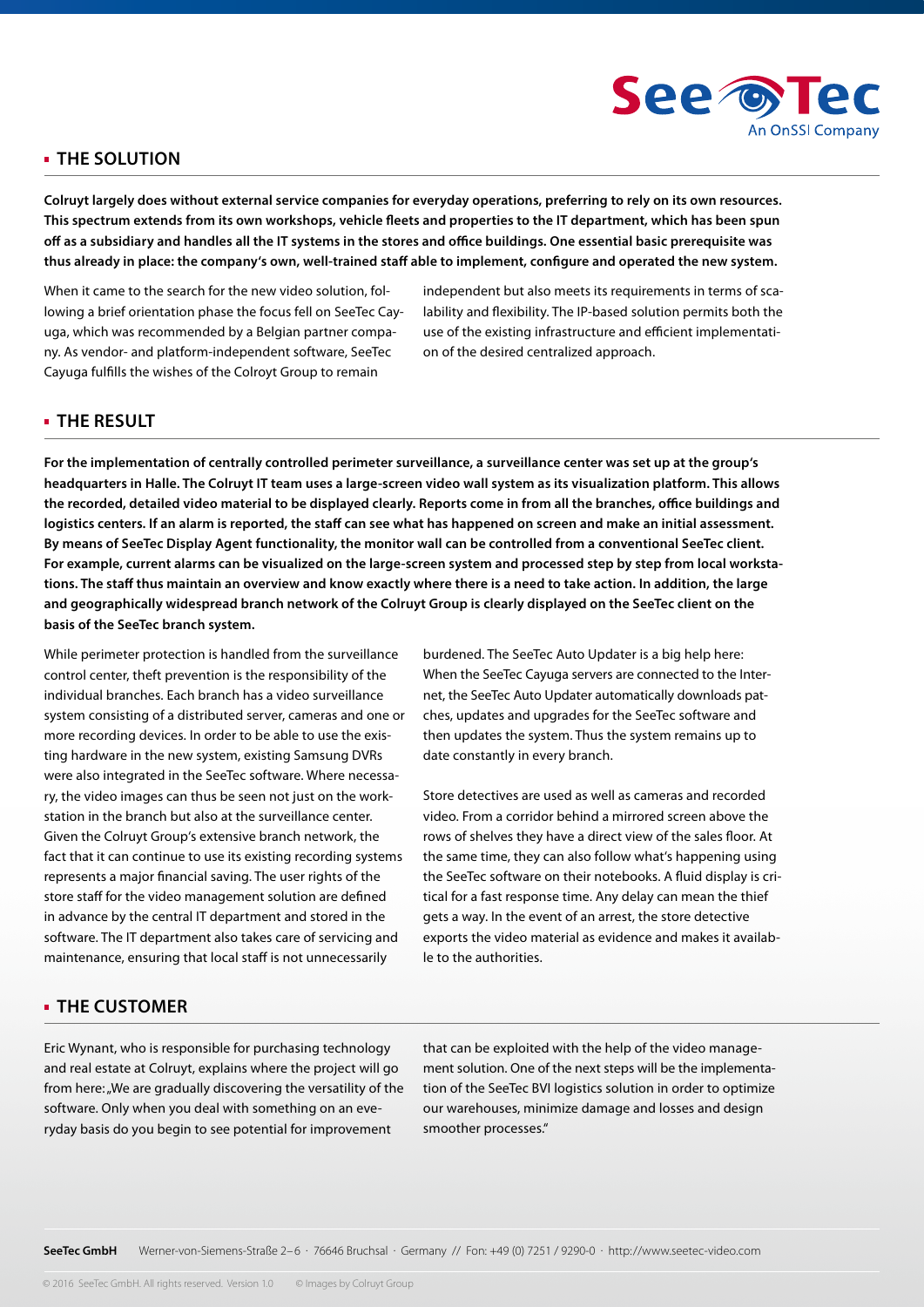## THE SOLUTION

**Colruyt largely does without external service companies for everyday operations, preferring to rely on its own resources. This spectrum extends from its own workshops, vehicle fleets and properties to the IT department, which has been spun off as a subsidiary and handles all the IT systems in the stores and office buildings. One essential basic prerequisite was thus already in place: the company's own, well-trained staff able to implement, configure and operated the new system.**

When it came to the search for the new video solution, following a brief orientation phase the focus fell on SeeTec Cayuga, which was recommended by a Belgian partner company. As vendor- and platform-independent software, SeeTec Cayuga fulfills the wishes of the Colroyt Group to remain independent but also meets its requirements in terms of scalability and flexibility. The IP-based solution permits both the use of the existing infrastructure and efficient implementation of the desired centralized approach.

## THE RESULT

**For the implementation of centrally controlled perimeter surveillance, a surveillance center was set up at the group's headquarters in Halle. The Colruyt IT team uses a large-screen video wall system as its visualization platform. This allows the recorded, detailed video material to be displayed clearly. Reports come in from all the branches, office buildings and logistics centers. If an alarm is reported, the staff can see what has happened on screen and make an initial assessment. By means of SeeTec Display Agent functionality, the monitor wall can be controlled from a conventional SeeTec client. For example, current alarms can be visualized on the large-screen system and processed step by step from local workstations. The staff thus maintain an overview and know exactly where there is a need to take action. In addition, the large and geographically widespread branch network of the Colruyt Group is clearly displayed on the SeeTec client on the basis of the SeeTec branch system.**

While perimeter protection is handled from the surveillance control center, theft prevention is the responsibility of the individual branches. Each branch has a video surveillance system consisting of a distributed server, cameras and one or more recording devices. In order to be able to use the existing hardware in the new system, existing Samsung DVRs were also integrated in the SeeTec software. Where necessary, the video images can thus be seen not just on the workstation in the branch but also at the surveillance center. Given the Colruyt Group's extensive branch network, the fact that it can continue to use its existing recording systems represents a major financial saving. The user rights of the store staff for the video management solution are defined in advance by the central IT department and stored in the software. The IT department also takes care of servicing and maintenance, ensuring that local staff is not unnecessarily burdened. The SeeTec Auto Updater is a big help here: When the SeeTec Cayuga servers are connected to the Internet, the SeeTec Auto Updater automatically downloads patches, updates and upgrades for the SeeTec software and then updates the system. Thus the system remains up to date constantly in every branch.

Store detectives are used as well as cameras and recorded video. From a corridor behind a mirrored screen above the rows of shelves they have a direct view of the sales floor. At the same time, they can also follow what's happening using the SeeTec software on their notebooks. A fluid display is critical for a fast response time. Any delay can mean the thief gets a way. In the event of an arrest, the store detective exports the video material as evidence and makes it available to the authorities.

## THE CUSTOMER

Eric Wynant, who is responsible for purchasing technology and real estate at Colruyt, explains where the project will go from here: „We are gradually discovering the versatility of the software. Only when you deal with something on an everyday basis do you begin to see potential for improvement that can be exploited with the help of the video management solution. One of the next steps will be the implementation of the SeeTec BVI logistics solution in order to optimize our warehouses, minimize damage and losses and design smoother processes."

**SeeTec GmbH** Werner-von-Siemens-Straße 2–6 · 76646 Bruchsal · Germany // Fon: +49 (0) 7251 / 9290-0 · http://www.seetec-video.com

© 2016 SeeTec GmbH. All rights reserved. Version 1.0 © Images by Colruyt Group